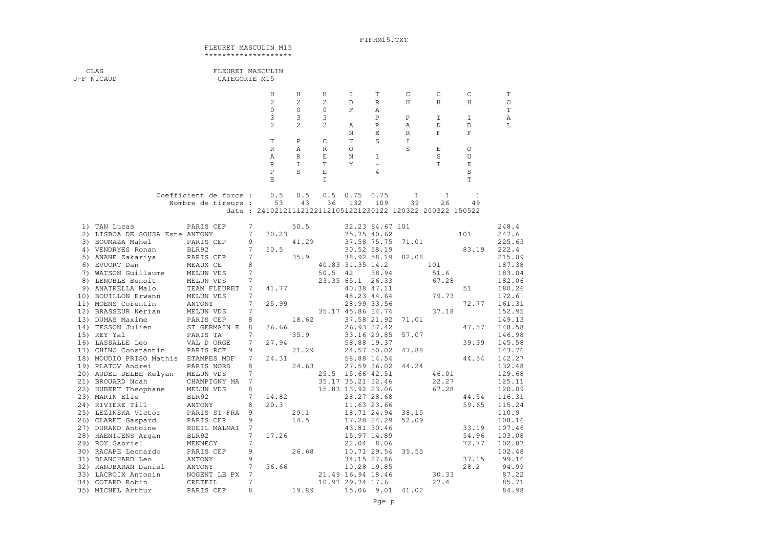FIFHM15.TXT

# FLEURET MASCULIN M15

*******************

CLAS
J-F NICAUD

FLEURET MASCULIN
CATEGORIE M15

| | | | H2032 TRAPPE | H2032 PARIS | H2032 CRETEI | IDF ANTONY | TRAPPES 1-4 | CH PARIS | CH IDF EST | CH IDF OUEST | TOTAL |
|---|---|---|---|---|---|---|---|---|---|---|---|
| | Coefficient de force : | | 0.5 | 0.5 | 0.5 | 0.75 | 0.75 | 1 | 1 | 1 | |
| | Nombre de tireurs : | | 53 | 43 | 36 | 132 | 109 | 39 | 26 | 49 | |
| | date : | | 241021 | 211121 | 221121 | 051221 | 230122 | 120322 | 200322 | 150522 | |
| 1) TAN Lucas | PARIS CEP | 7 | | 50.5 | | 32.23 | 64.67 | 101 | | | 248.4 |
| 2) LISBOA DE SOUSA Este | ANTONY | 7 | 30.23 | | | 75.75 | 40.62 | | | 101 | 247.6 |
| 3) BOUMAZA Mahel | PARIS CEP | 9 | | 41.29 | | 37.58 | 75.75 | 71.01 | | | 225.63 |
| 4) VENDRYES Ronan | BLR92 | 7 | 50.5 | | | 30.52 | 58.19 | | | 83.19 | 222.4 |
| 5) ANANE Zakariya | PARIS CEP | 7 | | 35.9 | | 38.92 | 58.19 | 82.08 | | | 215.09 |
| 6) EVUORT Dan | MEAUX CE | 8 | | | 40.83 | 31.35 | 14.2 | | 101 | | 187.38 |
| 7) WATSON Guillaume | MELUN VDS | 7 | | | 50.5 | 42 | 38.94 | | 51.6 | | 183.04 |
| 8) LENOBLE Benoit | MELUN VDS | 7 | | | 23.35 | 65.1 | 26.33 | | 67.28 | | 182.06 |
| 9) ANATRELLA Malo | TEAM FLEURET | 7 | 41.77 | | | 40.38 | 47.11 | | | 51 | 180.26 |
| 10) BOUILLON Erwann | MELUN VDS | 7 | | | | 48.23 | 44.64 | | 79.73 | | 172.6 |
| 11) MOENS Corentin | ANTONY | 7 | 25.99 | | | 28.99 | 33.56 | | | 72.77 | 161.31 |
| 12) BRASSEUR Kerian | MELUN VDS | 7 | | | 35.17 | 45.86 | 34.74 | | 37.18 | | 152.95 |
| 13) DUMAS Maxime | PARIS CEP | 8 | | 18.62 | | 37.58 | 21.92 | 71.01 | | | 149.13 |
| 14) TESSON Julien | ST GERMAIN E | 8 | 36.66 | | | 26.93 | 37.42 | | | 47.57 | 148.58 |
| 15) REY Yal | PARIS TA | 7 | | 35.9 | | 33.16 | 20.85 | 57.07 | | | 146.98 |
| 16) LASSALLE Leo | VAL D ORGE | 7 | 27.94 | | | 58.88 | 19.37 | | | 39.39 | 145.58 |
| 17) CHINO Constantin | PARIS RCF | 9 | | 21.29 | | 24.57 | 50.02 | 47.88 | | | 143.76 |
| 18) MOUDIO PRISO Mathis | ETAMPES MDF | 7 | 24.31 | | | 58.88 | 14.54 | | | 44.54 | 142.27 |
| 19) PLATOV Andrei | PARIS NORD | 8 | | 24.63 | | 27.59 | 36.02 | 44.24 | | | 132.48 |
| 20) AUDEL DELBE Kelyan | MELUN VDS | 7 | | | 25.5 | 15.66 | 42.51 | | 46.01 | | 129.68 |
| 21) BROUARD Noah | CHAMPIGNY MA | 7 | | | 35.17 | 35.21 | 32.46 | | 22.27 | | 125.11 |
| 22) HUBERT Theophane | MELUN VDS | 8 | | | 15.83 | 13.92 | 23.06 | | 67.28 | | 120.09 |
| 23) MARIN Elie | BLR92 | 7 | 14.82 | | | 28.27 | 28.68 | | | 44.54 | 116.31 |
| 24) RIVIERE Till | ANTONY | 8 | 20.3 | | | 11.63 | 23.66 | | | 59.65 | 115.24 |
| 25) LEZINSKA Victor | PARIS ST FRA | 9 | | 29.1 | | 18.71 | 24.94 | 38.15 | | | 110.9 |
| 26) CLARET Gaspard | PARIS CEP | 9 | | 14.5 | | 17.28 | 24.29 | 52.09 | | | 108.16 |
| 27) DURAND Antoine | RUEIL MALMAI | 7 | | | | 43.81 | 30.46 | | | 33.19 | 107.46 |
| 28) HAENTJENS Argan | BLR92 | 7 | 17.26 | | | 15.97 | 14.89 | | | 54.96 | 103.08 |
| 29) ROY Gabriel | MENNECY | 7 | | | | 22.04 | 8.06 | | | 72.77 | 102.87 |
| 30) RACAPE Leonardo | PARIS CEP | 9 | | 26.68 | | 10.71 | 29.54 | 35.55 | | | 102.48 |
| 31) BLANCHARD Leo | ANTONY | 9 | | | | 34.15 | 27.86 | | | 37.15 | 99.16 |
| 32) RANJBARAN Daniel | ANTONY | 7 | 36.66 | | | 10.28 | 19.85 | | | 28.2 | 94.99 |
| 33) LACROIX Antonin | NOGENT LE PX | 7 | | | 21.49 | 16.94 | 18.46 | | 30.33 | | 87.22 |
| 34) COTARD Robin | CRETEIL | 7 | | | 10.97 | 29.74 | 17.6 | | 27.4 | | 85.71 |
| 35) MICHEL Arthur | PARIS CEP | 8 | | 19.89 | | 15.06 | 9.01 | 41.02 | | | 84.98 |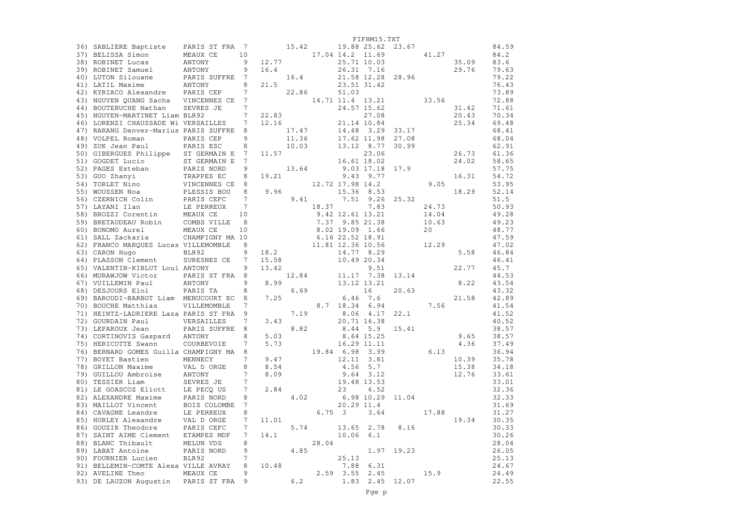| | | | | | | | | | | | | |
|---|---|---|---|---|---|---|---|---|---|---|---|---|
| 36) | SABLIERE Baptiste | PARIS ST FRA | 7 | | 15.42 | | 19.88 | 25.62 | 23.67 | | | 84.59 |
| 37) | BELISSA Simon | MEAUX CE | 10 | | | 17.04 | 14.2 | 11.69 | | 41.27 | | 84.2 |
| 38) | ROBINET Lucas | ANTONY | 9 | 12.77 | | | 25.71 | 10.03 | | | 35.09 | 83.6 |
| 39) | ROBINET Samuel | ANTONY | 9 | 16.4 | | | 26.31 | 7.16 | | | 29.76 | 79.63 |
| 40) | LUTON Silouane | PARIS SUFFRE | 7 | | 16.4 | | 21.58 | 12.28 | 28.96 | | | 79.22 |
| 41) | LATIL Maxime | ANTONY | 8 | 21.5 | | | 23.51 | 31.42 | | | | 76.43 |
| 42) | KYRIACO Alexandre | PARIS CEP | 7 | | 22.86 | | 51.03 | | | | | 73.89 |
| 43) | NGUYEN QUANG Sacha | VINCENNES CE | 7 | | | 14.71 | 11.4 | 13.21 | | 33.56 | | 72.88 |
| 44) | BOUTERUCHE Nathan | SEVRES JE | 7 | | | | 24.57 | 15.62 | | | 31.42 | 71.61 |
| 45) | NGUYEN-MARTINET Liam | BLR92 | 7 | 22.83 | | | | 27.08 | | | 20.43 | 70.34 |
| 46) | LORENZI CHAUSSADE Wi | VERSAILLES | 7 | 12.16 | | | 21.14 | 10.84 | | | 25.34 | 69.48 |
| 47) | RARANG Denver-Marius | PARIS SUFFRE | 8 | | 17.47 | | 14.48 | 3.29 | 33.17 | | | 68.41 |
| 48) | VOLPEL Roman | PARIS CEP | 9 | | 11.36 | | 17.62 | 11.98 | 27.08 | | | 68.04 |
| 49) | ZUK Jean Paul | PARIS ESC | 8 | | 10.03 | | 13.12 | 8.77 | 30.99 | | | 62.91 |
| 50) | GIBERGUES Philippe | ST GERMAIN E | 7 | 11.57 | | | | 23.06 | | | 26.73 | 61.36 |
| 51) | GOGDET Lucio | ST GERMAIN E | 7 | | | | 16.61 | 18.02 | | | 24.02 | 58.65 |
| 52) | PAGES Esteban | PARIS NORD | 9 | | 13.64 | | 9.03 | 17.18 | 17.9 | | | 57.75 |
| 53) | GUO Zhanyi | TRAPPES EC | 8 | 19.21 | | | 9.43 | 9.77 | | | 16.31 | 54.72 |
| 54) | TORLET Nino | VINCENNES CE | 8 | | | 12.72 | 17.98 | 14.2 | | 9.05 | | 53.95 |
| 55) | WOUSSEN Noa | PLESSIS BOU | 8 | 9.96 | | | 15.36 | 8.53 | | | 18.29 | 52.14 |
| 56) | CZERNICH Colin | PARIS CEFC | 7 | | 9.41 | | 7.51 | 9.26 | 25.32 | | | 51.5 |
| 57) | LAYANI Ilan | LE PERREUX | 7 | | | 18.37 | | 7.83 | | 24.73 | | 50.93 |
| 58) | BROZZI Corentin | MEAUX CE | 10 | | | 9.42 | 12.61 | 13.21 | | 14.04 | | 49.28 |
| 59) | BRETAUDEAU Robin | COMBS VILLE | 8 | | | 7.37 | 9.85 | 21.38 | | 10.63 | | 49.23 |
| 60) | BONOMO Aurel | MEAUX CE | 10 | | | 8.02 | 19.09 | 1.66 | | 20 | | 48.77 |
| 61) | SALL Zackaria | CHAMPIGNY MA | 10 | | | 6.16 | 22.52 | 18.91 | | | | 47.59 |
| 62) | FRANCO MARQUES Lucas | VILLEMOMBLE | 8 | | | 11.81 | 12.36 | 10.56 | | 12.29 | | 47.02 |
| 63) | CARON Hugo | BLR92 | 9 | 18.2 | | | 14.77 | 8.29 | | | 5.58 | 46.84 |
| 64) | PLASSON Clement | SURESNES CE | 7 | 15.58 | | | 10.49 | 20.34 | | | | 46.41 |
| 65) | VALENTIN-KIBLUT Loui | ANTONY | 9 | 13.42 | | | | 9.51 | | | 22.77 | 45.7 |
| 66) | MURAWJOW Victor | PARIS ST FRA | 8 | | 12.84 | | 11.17 | 7.38 | 13.14 | | | 44.53 |
| 67) | VUILLEMIN Paul | ANTONY | 9 | 8.99 | | | 13.12 | 13.21 | | | 8.22 | 43.54 |
| 68) | DESJOURS Eloi | PARIS TA | 8 | | 6.69 | | | 16 | 20.63 | | | 43.32 |
| 69) | BAROUDI-BARBOT Liam | MENUCOURT EC | 8 | 7.25 | | | 6.46 | 7.6 | | | 21.58 | 42.89 |
| 70) | BOUCHE Matthias | VILLEMOMBLE | 7 | | | 8.7 | 18.34 | 6.94 | | 7.56 | | 41.54 |
| 71) | HEINTZ-LADRIERE Laza | PARIS ST FRA | 9 | | 7.19 | | 8.06 | 4.17 | 22.1 | | | 41.52 |
| 72) | GOURDAIN Paul | VERSAILLES | 7 | 3.43 | | | 20.71 | 16.38 | | | | 40.52 |
| 73) | LEPAROUX Jean | PARIS SUFFRE | 8 | | 8.82 | | 8.44 | 5.9 | 15.41 | | | 38.57 |
| 74) | CORTINOVIS Gaspard | ANTONY | 8 | 5.03 | | | 8.64 | 15.25 | | | 9.65 | 38.57 |
| 75) | HERICOTTE Swann | COURBEVOIE | 7 | 5.73 | | | 16.29 | 11.11 | | | 4.36 | 37.49 |
| 76) | BERNARD GOMES Guilla | CHAMPIGNY MA | 8 | | | 19.84 | 6.98 | 3.99 | | 6.13 | | 36.94 |
| 77) | BOYET Bastien | MENNECY | 7 | 9.47 | | | 12.11 | 3.81 | | | 10.39 | 35.78 |
| 78) | GRILLON Maxime | VAL D ORGE | 8 | 8.54 | | | 4.56 | 5.7 | | | 15.38 | 34.18 |
| 79) | GUILLOU Ambroise | ANTONY | 7 | 8.09 | | | 9.64 | 3.12 | | | 12.76 | 33.61 |
| 80) | TESSIER Liam | SEVRES JE | 7 | | | | 19.48 | 13.53 | | | | 33.01 |
| 81) | LE GOASCOZ Eliott | LE PECQ US | 7 | 2.84 | | | 23 | 6.52 | | | | 32.36 |
| 82) | ALEXANDRE Maxime | PARIS NORD | 8 | | 4.02 | | 6.98 | 10.29 | 11.04 | | | 32.33 |
| 83) | MAILLOT Vincent | BOIS COLOMBE | 7 | | | | 20.29 | 11.4 | | | | 31.69 |
| 84) | CAVAGNE Leandre | LE PERREUX | 8 | | | 6.75 | 3 | 3.64 | | 17.88 | | 31.27 |
| 85) | HURLEY Alexandre | VAL D ORGE | 7 | 11.01 | | | | | | | 19.34 | 30.35 |
| 86) | GOUZIK Theodore | PARIS CEFC | 7 | | 5.74 | | 13.65 | 2.78 | 8.16 | | | 30.33 |
| 87) | SAINT AIME Clement | ETAMPES MDF | 7 | 14.1 | | | 10.06 | 6.1 | | | | 30.26 |
| 88) | BLANC Thibault | MELUN VDS | 8 | | | 28.04 | | | | | | 28.04 |
| 89) | LABAT Antoine | PARIS NORD | 9 | | 4.85 | | | 1.97 | 19.23 | | | 26.05 |
| 90) | FOURNIER Lucien | BLR92 | 7 | | | | 25.13 | | | | | 25.13 |
| 91) | BELLEMIN-COMTE Alexa | VILLE AVRAY | 8 | 10.48 | | | 7.88 | 6.31 | | | | 24.67 |
| 92) | AVELINE Theo | MEAUX CE | 9 | | | 2.59 | 3.55 | 2.45 | | 15.9 | | 24.49 |
| 93) | DE LAUZON Augustin | PARIS ST FRA | 9 | | 6.2 | | 1.83 | 2.45 | 12.07 | | | 22.55 |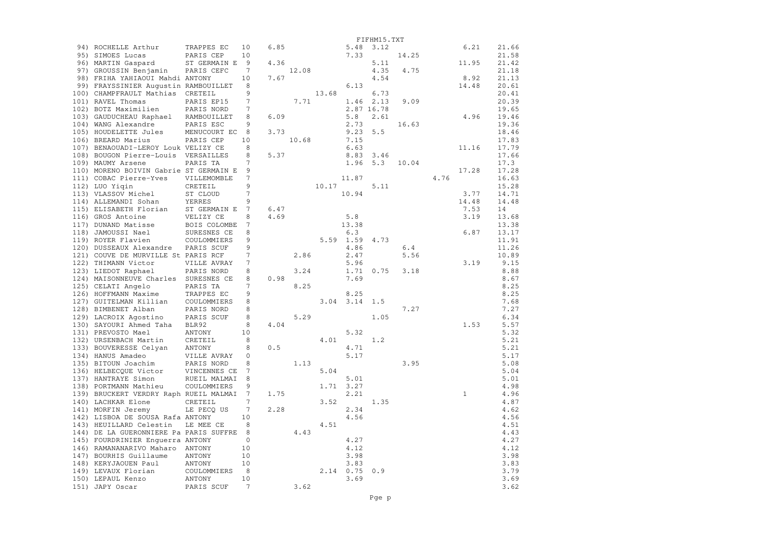| | | | | | | | | | | | | |
|---|---|---|---|---|---|---|---|---|---|---|---|---|
| 94) | ROCHELLE Arthur | TRAPPES EC | 10 | 6.85 | | | 5.48 | 3.12 | | | 6.21 | 21.66 |
| 95) | SIMOES Lucas | PARIS CEP | 10 | | | | 7.33 | | 14.25 | | | 21.58 |
| 96) | MARTIN Gaspard | ST GERMAIN E | 9 | 4.36 | | | | 5.11 | | | 11.95 | 21.42 |
| 97) | GROUSSIN Benjamin | PARIS CEFC | 7 | | 12.08 | | | 4.35 | 4.75 | | | 21.18 |
| 98) | FRIHA YAHIAOUI Mahdi | ANTONY | 10 | 7.67 | | | | 4.54 | | | 8.92 | 21.13 |
| 99) | FRAYSSINIER Augustin | RAMBOUILLET | 8 | | | | 6.13 | | | | 14.48 | 20.61 |
| 100) | CHAMPFRAULT Mathias | CRETEIL | 9 | | | 13.68 | | 6.73 | | | | 20.41 |
| 101) | RAVEL Thomas | PARIS EP15 | 7 | | 7.71 | | 1.46 | 2.13 | 9.09 | | | 20.39 |
| 102) | BOTZ Maximilien | PARIS NORD | 7 | | | | 2.87 | 16.78 | | | | 19.65 |
| 103) | GAUDUCHEAU Raphael | RAMBOUILLET | 8 | 6.09 | | | 5.8 | 2.61 | | | 4.96 | 19.46 |
| 104) | WANG Alexandre | PARIS ESC | 9 | | | | 2.73 | | 16.63 | | | 19.36 |
| 105) | HOUDELETTE Jules | MENUCOURT EC | 8 | 3.73 | | | 9.23 | 5.5 | | | | 18.46 |
| 106) | BREARD Marius | PARIS CEP | 10 | | 10.68 | | 7.15 | | | | | 17.83 |
| 107) | BENAOUADI-LEROY Louk | VELIZY CE | 8 | | | | 6.63 | | | | 11.16 | 17.79 |
| 108) | BOUGON Pierre-Louis | VERSAILLES | 8 | 5.37 | | | 8.83 | 3.46 | | | | 17.66 |
| 109) | MAUMY Arsene | PARIS TA | 7 | | | | 1.96 | 5.3 | 10.04 | | | 17.3 |
| 110) | MORENO BOIVIN Gabrie | ST GERMAIN E | 9 | | | | | | | | 17.28 | 17.28 |
| 111) | COBAC Pierre-Yves | VILLEMOMBLE | 7 | | | | 11.87 | | | 4.76 | | 16.63 |
| 112) | LUO Yiqin | CRETEIL | 9 | | | 10.17 | | 5.11 | | | | 15.28 |
| 113) | VLASSOV Michel | ST CLOUD | 7 | | | | 10.94 | | | | 3.77 | 14.71 |
| 114) | ALLEMANDI Sohan | YERRES | 9 | | | | | | | | 14.48 | 14.48 |
| 115) | ELISABETH Florian | ST GERMAIN E | 7 | 6.47 | | | | | | | 7.53 | 14 |
| 116) | GROS Antoine | VELIZY CE | 8 | 4.69 | | | 5.8 | | | | 3.19 | 13.68 |
| 117) | DUNAND Matisse | BOIS COLOMBE | 7 | | | | 13.38 | | | | | 13.38 |
| 118) | JAMOUSSI Nael | SURESNES CE | 8 | | | | 6.3 | | | | 6.87 | 13.17 |
| 119) | ROYER Flavien | COULOMMIERS | 9 | | | 5.59 | 1.59 | 4.73 | | | | 11.91 |
| 120) | DUSSEAUX Alexandre | PARIS SCUF | 9 | | | | 4.86 | | 6.4 | | | 11.26 |
| 121) | COUVE DE MURVILLE St | PARIS RCF | 7 | | 2.86 | | 2.47 | | 5.56 | | | 10.89 |
| 122) | THIMANN Victor | VILLE AVRAY | 7 | | | | 5.96 | | | | 3.19 | 9.15 |
| 123) | LIEDOT Raphael | PARIS NORD | 8 | | 3.24 | | 1.71 | 0.75 | 3.18 | | | 8.88 |
| 124) | MAISONNEUVE Charles | SURESNES CE | 8 | 0.98 | | | 7.69 | | | | | 8.67 |
| 125) | CELATI Angelo | PARIS TA | 7 | | 8.25 | | | | | | | 8.25 |
| 126) | HOFFMANN Maxime | TRAPPES EC | 9 | | | | 8.25 | | | | | 8.25 |
| 127) | GUITELMAN Killian | COULOMMIERS | 8 | | | 3.04 | 3.14 | 1.5 | | | | 7.68 |
| 128) | BIMBENET Alban | PARIS NORD | 8 | | | | | | 7.27 | | | 7.27 |
| 129) | LACROIX Agostino | PARIS SCUF | 8 | | 5.29 | | | 1.05 | | | | 6.34 |
| 130) | SAYOURI Ahmed Taha | BLR92 | 8 | 4.04 | | | | | | | 1.53 | 5.57 |
| 131) | PREVOSTO Mael | ANTONY | 10 | | | | 5.32 | | | | | 5.32 |
| 132) | URSENBACH Martin | CRETEIL | 8 | | | 4.01 | | 1.2 | | | | 5.21 |
| 133) | BOUVERESSE Celyan | ANTONY | 8 | 0.5 | | | 4.71 | | | | | 5.21 |
| 134) | HANUS Amadeo | VILLE AVRAY | 0 | | | | 5.17 | | | | | 5.17 |
| 135) | BITOUN Joachim | PARIS NORD | 8 | | 1.13 | | | | 3.95 | | | 5.08 |
| 136) | HELBECQUE Victor | VINCENNES CE | 7 | | | 5.04 | | | | | | 5.04 |
| 137) | HANTRAYE Simon | RUEIL MALMAI | 8 | | | | 5.01 | | | | | 5.01 |
| 138) | PORTMANN Mathieu | COULOMMIERS | 9 | | | 1.71 | 3.27 | | | | | 4.98 |
| 139) | BRUCKERT VERDRY Raph | RUEIL MALMAI | 7 | 1.75 | | | 2.21 | | | | 1 | 4.96 |
| 140) | LACHKAR Elone | CRETEIL | 7 | | | 3.52 | | 1.35 | | | | 4.87 |
| 141) | MORFIN Jeremy | LE PECQ US | 7 | 2.28 | | | 2.34 | | | | | 4.62 |
| 142) | LISBOA DE SOUSA Rafa | ANTONY | 10 | | | | 4.56 | | | | | 4.56 |
| 143) | HEUILLARD Celestin | LE MEE CE | 8 | | | 4.51 | | | | | | 4.51 |
| 144) | DE LA GUERONNIERE Pa | PARIS SUFFRE | 8 | | 4.43 | | | | | | | 4.43 |
| 145) | FOURDRINIER Enguerra | ANTONY | 0 | | | | 4.27 | | | | | 4.27 |
| 146) | RAMANANARIVO Maharo | ANTONY | 10 | | | | 4.12 | | | | | 4.12 |
| 147) | BOURHIS Guillaume | ANTONY | 10 | | | | 3.98 | | | | | 3.98 |
| 148) | KERYJAOUEN Paul | ANTONY | 10 | | | | 3.83 | | | | | 3.83 |
| 149) | LEVAUX Florian | COULOMMIERS | 8 | | | 2.14 | 0.75 | 0.9 | | | | 3.79 |
| 150) | LEPAUL Kenzo | ANTONY | 10 | | | | 3.69 | | | | | 3.69 |
| 151) | JAPY Oscar | PARIS SCUF | 7 | | 3.62 | | | | | | | 3.62 |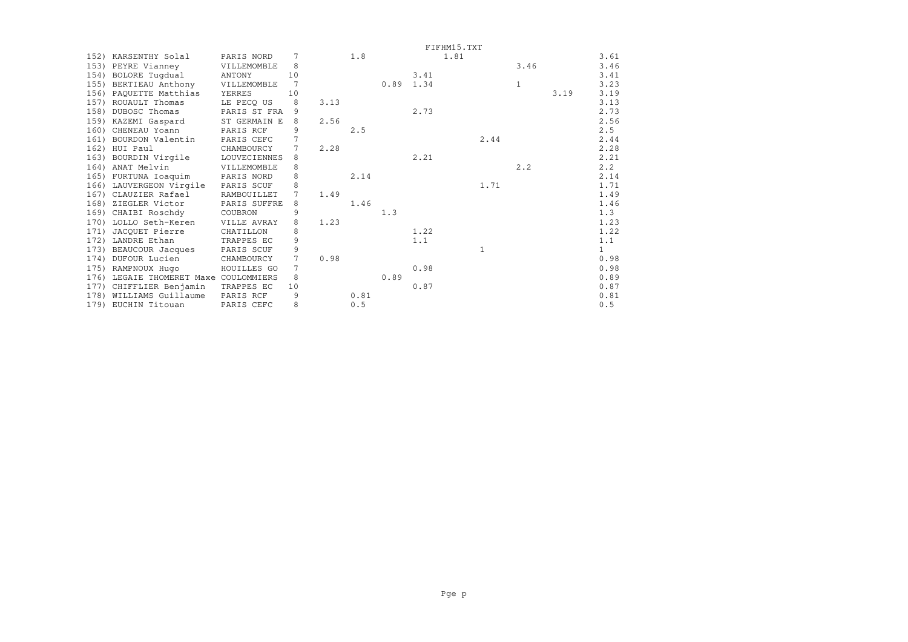| | | | | | | | | | | | |
|---|---|---|---|---|---|---|---|---|---|---|---|
| 152) KARSENTHY Solal | PARIS NORD | 7 | | 1.8 | | | 1.81 | | | | 3.61 |
| 153) PEYRE Vianney | VILLEMOMBLE | 8 | | | | | | | 3.46 | | 3.46 |
| 154) BOLORE Tugdual | ANTONY | 10 | | | | 3.41 | | | | | 3.41 |
| 155) BERTIEAU Anthony | VILLEMOMBLE | 7 | | | 0.89 | 1.34 | | | 1 | | 3.23 |
| 156) PAQUETTE Matthias | YERRES | 10 | | | | | | | | 3.19 | 3.19 |
| 157) ROUAULT Thomas | LE PECQ US | 8 | 3.13 | | | | | | | | 3.13 |
| 158) DUBOSC Thomas | PARIS ST FRA | 9 | | | | 2.73 | | | | | 2.73 |
| 159) KAZEMI Gaspard | ST GERMAIN E | 8 | 2.56 | | | | | | | | 2.56 |
| 160) CHENEAU Yoann | PARIS RCF | 9 | | 2.5 | | | | | | | 2.5 |
| 161) BOURDON Valentin | PARIS CEFC | 7 | | | | | | 2.44 | | | 2.44 |
| 162) HUI Paul | CHAMBOURCY | 7 | 2.28 | | | | | | | | 2.28 |
| 163) BOURDIN Virgile | LOUVECIENNES | 8 | | | | 2.21 | | | | | 2.21 |
| 164) ANAT Melvin | VILLEMOMBLE | 8 | | | | | | | 2.2 | | 2.2 |
| 165) FURTUNA Ioaquim | PARIS NORD | 8 | | 2.14 | | | | | | | 2.14 |
| 166) LAUVERGEON Virgile | PARIS SCUF | 8 | | | | | | 1.71 | | | 1.71 |
| 167) CLAUZIER Rafael | RAMBOUILLET | 7 | 1.49 | | | | | | | | 1.49 |
| 168) ZIEGLER Victor | PARIS SUFFRE | 8 | | 1.46 | | | | | | | 1.46 |
| 169) CHAIBI Roschdy | COUBRON | 9 | | | 1.3 | | | | | | 1.3 |
| 170) LOLLO Seth-Keren | VILLE AVRAY | 8 | 1.23 | | | | | | | | 1.23 |
| 171) JACQUET Pierre | CHATILLON | 8 | | | | 1.22 | | | | | 1.22 |
| 172) LANDRE Ethan | TRAPPES EC | 9 | | | | 1.1 | | | | | 1.1 |
| 173) BEAUCOUR Jacques | PARIS SCUF | 9 | | | | | | 1 | | | 1 |
| 174) DUFOUR Lucien | CHAMBOURCY | 7 | 0.98 | | | | | | | | 0.98 |
| 175) RAMPNOUX Hugo | HOUILLES GO | 7 | | | | 0.98 | | | | | 0.98 |
| 176) LEGAIE THOMERET Maxe | COULOMMIERS | 8 | | | 0.89 | | | | | | 0.89 |
| 177) CHIFFLIER Benjamin | TRAPPES EC | 10 | | | | 0.87 | | | | | 0.87 |
| 178) WILLIAMS Guillaume | PARIS RCF | 9 | | 0.81 | | | | | | | 0.81 |
| 179) EUCHIN Titouan | PARIS CEFC | 8 | | 0.5 | | | | | | | 0.5 |